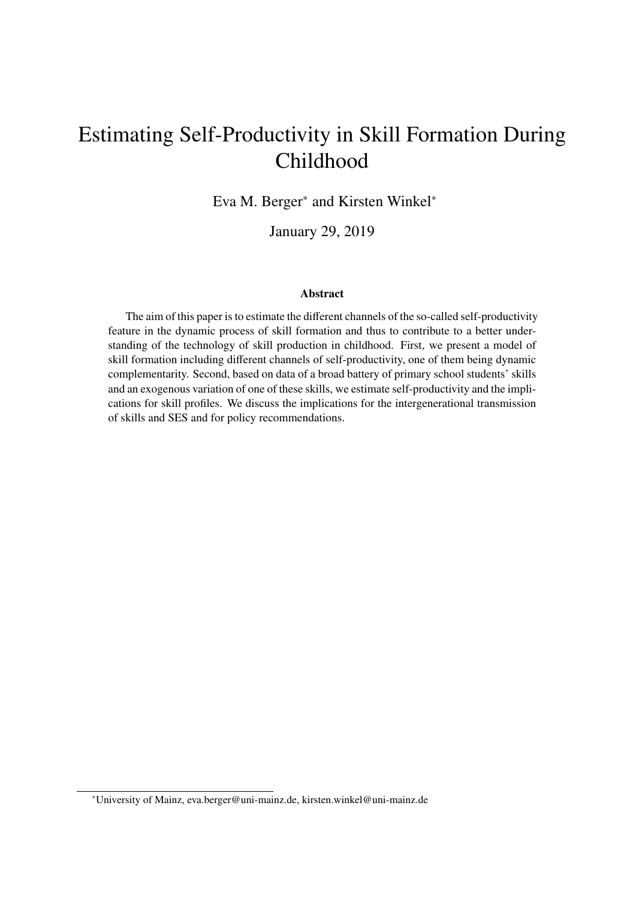# Estimating Self-Productivity in Skill Formation During Childhood

Eva M. Berger[*] and Kirsten Winkel[*]

January 29, 2019

### Abstract

The aim of this paper is to estimate the different channels of the so-called self-productivity feature in the dynamic process of skill formation and thus to contribute to a better understanding of the technology of skill production in childhood. First, we present a model of skill formation including different channels of self-productivity, one of them being dynamic complementarity. Second, based on data of a broad battery of primary school students' skills and an exogenous variation of one of these skills, we estimate self-productivity and the implications for skill profiles. We discuss the implications for the intergenerational transmission of skills and SES and for policy recommendations.

[*]University of Mainz, eva.berger@uni-mainz.de, kirsten.winkel@uni-mainz.de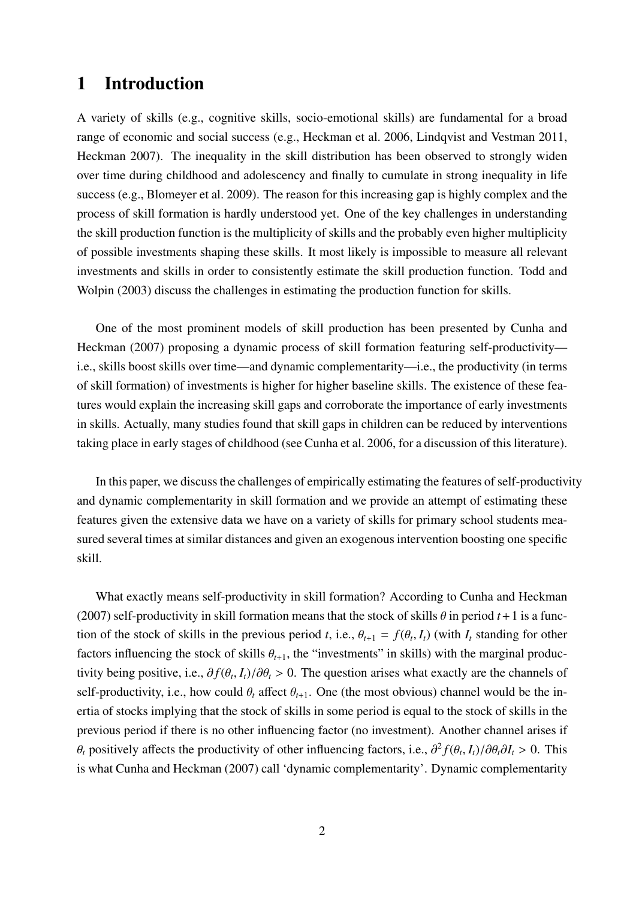# 1 Introduction

A variety of skills (e.g., cognitive skills, socio-emotional skills) are fundamental for a broad range of economic and social success (e.g., Heckman et al. 2006, Lindqvist and Vestman 2011, Heckman 2007). The inequality in the skill distribution has been observed to strongly widen over time during childhood and adolescency and finally to cumulate in strong inequality in life success (e.g., Blomeyer et al. 2009). The reason for this increasing gap is highly complex and the process of skill formation is hardly understood yet. One of the key challenges in understanding the skill production function is the multiplicity of skills and the probably even higher multiplicity of possible investments shaping these skills. It most likely is impossible to measure all relevant investments and skills in order to consistently estimate the skill production function. Todd and Wolpin (2003) discuss the challenges in estimating the production function for skills.

One of the most prominent models of skill production has been presented by Cunha and Heckman (2007) proposing a dynamic process of skill formation featuring self-productivity—i.e., skills boost skills over time—and dynamic complementarity—i.e., the productivity (in terms of skill formation) of investments is higher for higher baseline skills. The existence of these features would explain the increasing skill gaps and corroborate the importance of early investments in skills. Actually, many studies found that skill gaps in children can be reduced by interventions taking place in early stages of childhood (see Cunha et al. 2006, for a discussion of this literature).

In this paper, we discuss the challenges of empirically estimating the features of self-productivity and dynamic complementarity in skill formation and we provide an attempt of estimating these features given the extensive data we have on a variety of skills for primary school students measured several times at similar distances and given an exogenous intervention boosting one specific skill.

What exactly means self-productivity in skill formation? According to Cunha and Heckman (2007) self-productivity in skill formation means that the stock of skills $\theta$ in period $t+1$ is a function of the stock of skills in the previous period $t$, i.e., $\theta_{t+1} = f(\theta_t, I_t)$ (with $I_t$ standing for other factors influencing the stock of skills $\theta_{t+1}$, the "investments" in skills) with the marginal productivity being positive, i.e., $\partial f(\theta_t, I_t)/\partial\theta_t > 0$. The question arises what exactly are the channels of self-productivity, i.e., how could $\theta_t$ affect $\theta_{t+1}$. One (the most obvious) channel would be the inertia of stocks implying that the stock of skills in some period is equal to the stock of skills in the previous period if there is no other influencing factor (no investment). Another channel arises if $\theta_t$ positively affects the productivity of other influencing factors, i.e., $\partial^2 f(\theta_t, I_t)/\partial\theta_t\partial I_t > 0$. This is what Cunha and Heckman (2007) call 'dynamic complementarity'. Dynamic complementarity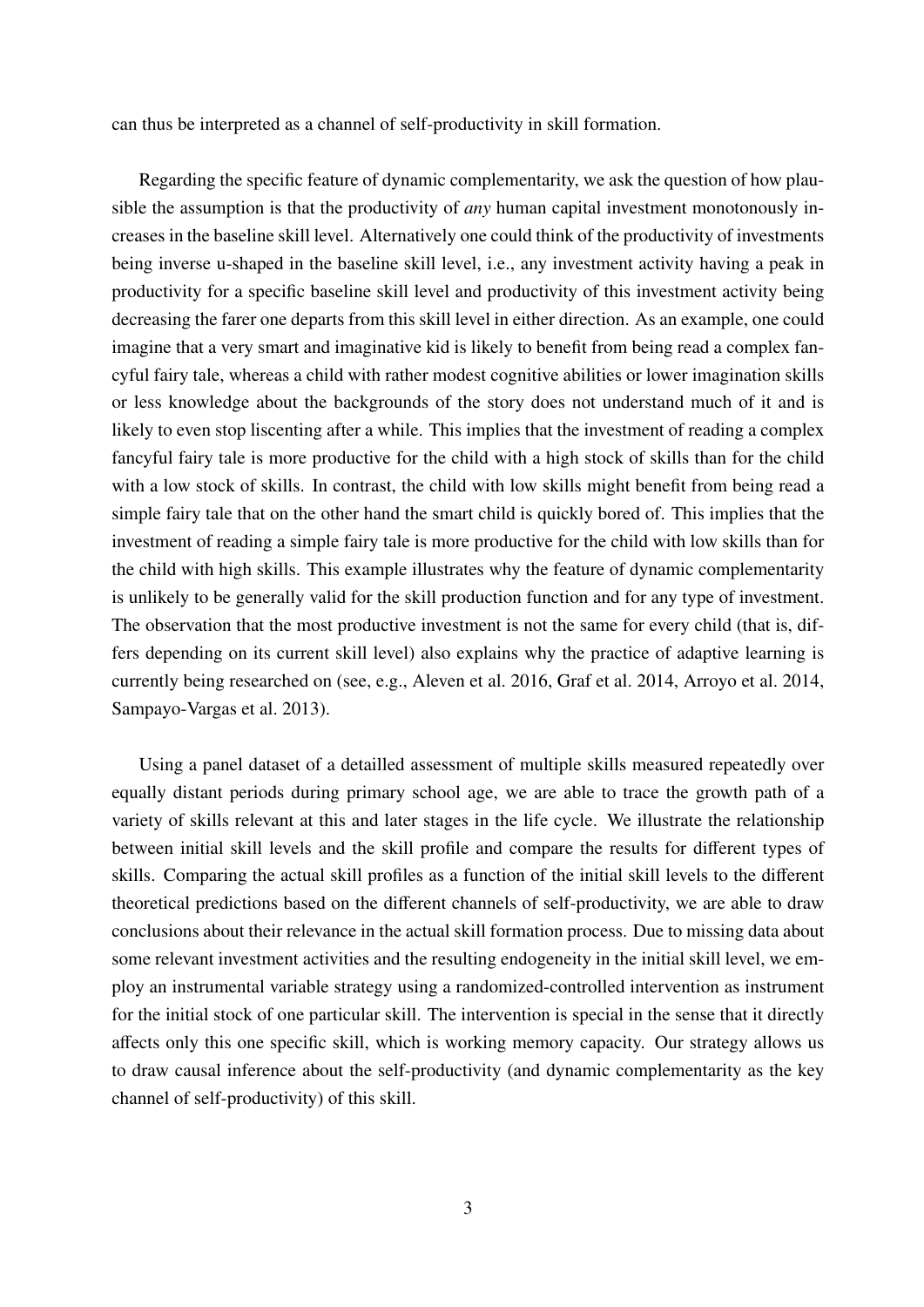can thus be interpreted as a channel of self-productivity in skill formation.

Regarding the specific feature of dynamic complementarity, we ask the question of how plausible the assumption is that the productivity of *any* human capital investment monotonously increases in the baseline skill level. Alternatively one could think of the productivity of investments being inverse u-shaped in the baseline skill level, i.e., any investment activity having a peak in productivity for a specific baseline skill level and productivity of this investment activity being decreasing the farer one departs from this skill level in either direction. As an example, one could imagine that a very smart and imaginative kid is likely to benefit from being read a complex fancyful fairy tale, whereas a child with rather modest cognitive abilities or lower imagination skills or less knowledge about the backgrounds of the story does not understand much of it and is likely to even stop liscenting after a while. This implies that the investment of reading a complex fancyful fairy tale is more productive for the child with a high stock of skills than for the child with a low stock of skills. In contrast, the child with low skills might benefit from being read a simple fairy tale that on the other hand the smart child is quickly bored of. This implies that the investment of reading a simple fairy tale is more productive for the child with low skills than for the child with high skills. This example illustrates why the feature of dynamic complementarity is unlikely to be generally valid for the skill production function and for any type of investment. The observation that the most productive investment is not the same for every child (that is, differs depending on its current skill level) also explains why the practice of adaptive learning is currently being researched on (see, e.g., Aleven et al. 2016, Graf et al. 2014, Arroyo et al. 2014, Sampayo-Vargas et al. 2013).

Using a panel dataset of a detailled assessment of multiple skills measured repeatedly over equally distant periods during primary school age, we are able to trace the growth path of a variety of skills relevant at this and later stages in the life cycle. We illustrate the relationship between initial skill levels and the skill profile and compare the results for different types of skills. Comparing the actual skill profiles as a function of the initial skill levels to the different theoretical predictions based on the different channels of self-productivity, we are able to draw conclusions about their relevance in the actual skill formation process. Due to missing data about some relevant investment activities and the resulting endogeneity in the initial skill level, we employ an instrumental variable strategy using a randomized-controlled intervention as instrument for the initial stock of one particular skill. The intervention is special in the sense that it directly affects only this one specific skill, which is working memory capacity. Our strategy allows us to draw causal inference about the self-productivity (and dynamic complementarity as the key channel of self-productivity) of this skill.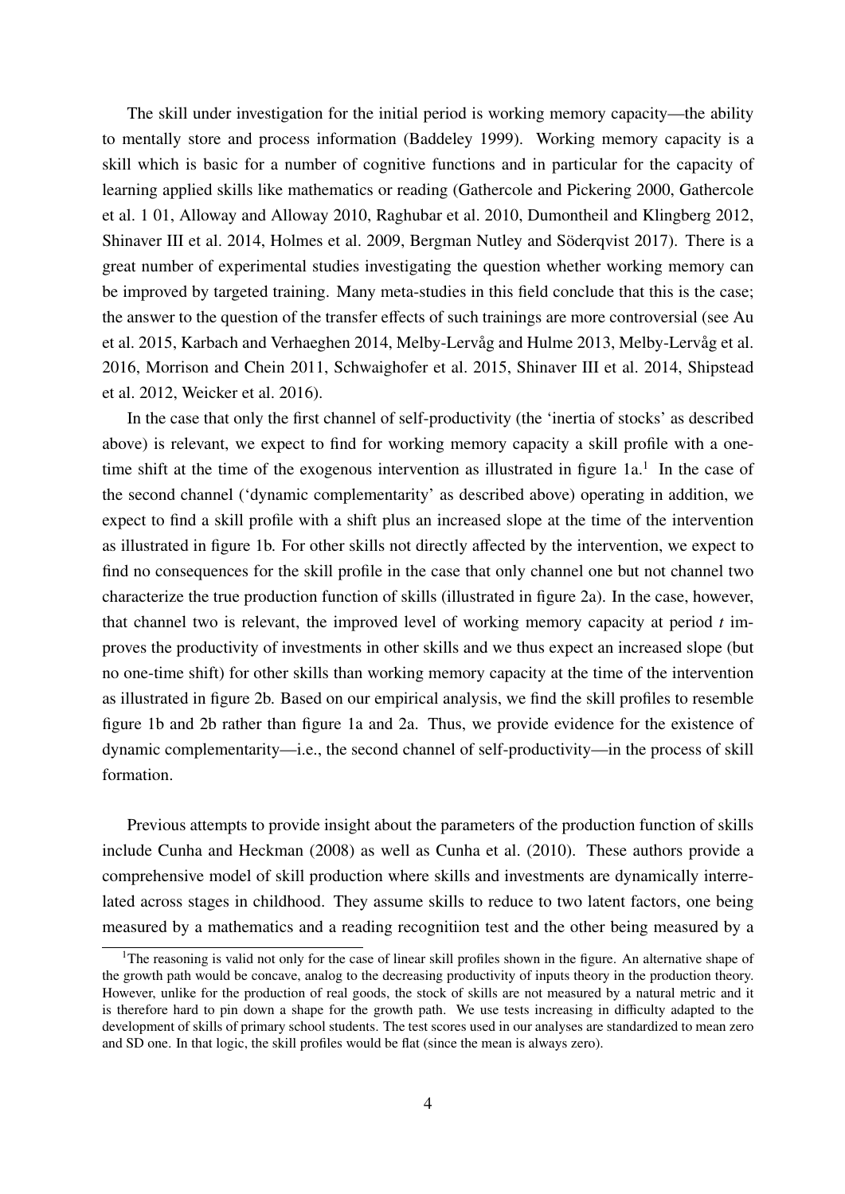The skill under investigation for the initial period is working memory capacity—the ability to mentally store and process information (Baddeley 1999). Working memory capacity is a skill which is basic for a number of cognitive functions and in particular for the capacity of learning applied skills like mathematics or reading (Gathercole and Pickering 2000, Gathercole et al. 1 01, Alloway and Alloway 2010, Raghubar et al. 2010, Dumontheil and Klingberg 2012, Shinaver III et al. 2014, Holmes et al. 2009, Bergman Nutley and Söderqvist 2017). There is a great number of experimental studies investigating the question whether working memory can be improved by targeted training. Many meta-studies in this field conclude that this is the case; the answer to the question of the transfer effects of such trainings are more controversial (see Au et al. 2015, Karbach and Verhaeghen 2014, Melby-Lervåg and Hulme 2013, Melby-Lervåg et al. 2016, Morrison and Chein 2011, Schwaighofer et al. 2015, Shinaver III et al. 2014, Shipstead et al. 2012, Weicker et al. 2016).

In the case that only the first channel of self-productivity (the 'inertia of stocks' as described above) is relevant, we expect to find for working memory capacity a skill profile with a one-time shift at the time of the exogenous intervention as illustrated in figure 1a.[1] In the case of the second channel ('dynamic complementarity' as described above) operating in addition, we expect to find a skill profile with a shift plus an increased slope at the time of the intervention as illustrated in figure 1b. For other skills not directly affected by the intervention, we expect to find no consequences for the skill profile in the case that only channel one but not channel two characterize the true production function of skills (illustrated in figure 2a). In the case, however, that channel two is relevant, the improved level of working memory capacity at period $t$ improves the productivity of investments in other skills and we thus expect an increased slope (but no one-time shift) for other skills than working memory capacity at the time of the intervention as illustrated in figure 2b. Based on our empirical analysis, we find the skill profiles to resemble figure 1b and 2b rather than figure 1a and 2a. Thus, we provide evidence for the existence of dynamic complementarity—i.e., the second channel of self-productivity—in the process of skill formation.

Previous attempts to provide insight about the parameters of the production function of skills include Cunha and Heckman (2008) as well as Cunha et al. (2010). These authors provide a comprehensive model of skill production where skills and investments are dynamically interrelated across stages in childhood. They assume skills to reduce to two latent factors, one being measured by a mathematics and a reading recognitiion test and the other being measured by a

[1]The reasoning is valid not only for the case of linear skill profiles shown in the figure. An alternative shape of the growth path would be concave, analog to the decreasing productivity of inputs theory in the production theory. However, unlike for the production of real goods, the stock of skills are not measured by a natural metric and it is therefore hard to pin down a shape for the growth path. We use tests increasing in difficulty adapted to the development of skills of primary school students. The test scores used in our analyses are standardized to mean zero and SD one. In that logic, the skill profiles would be flat (since the mean is always zero).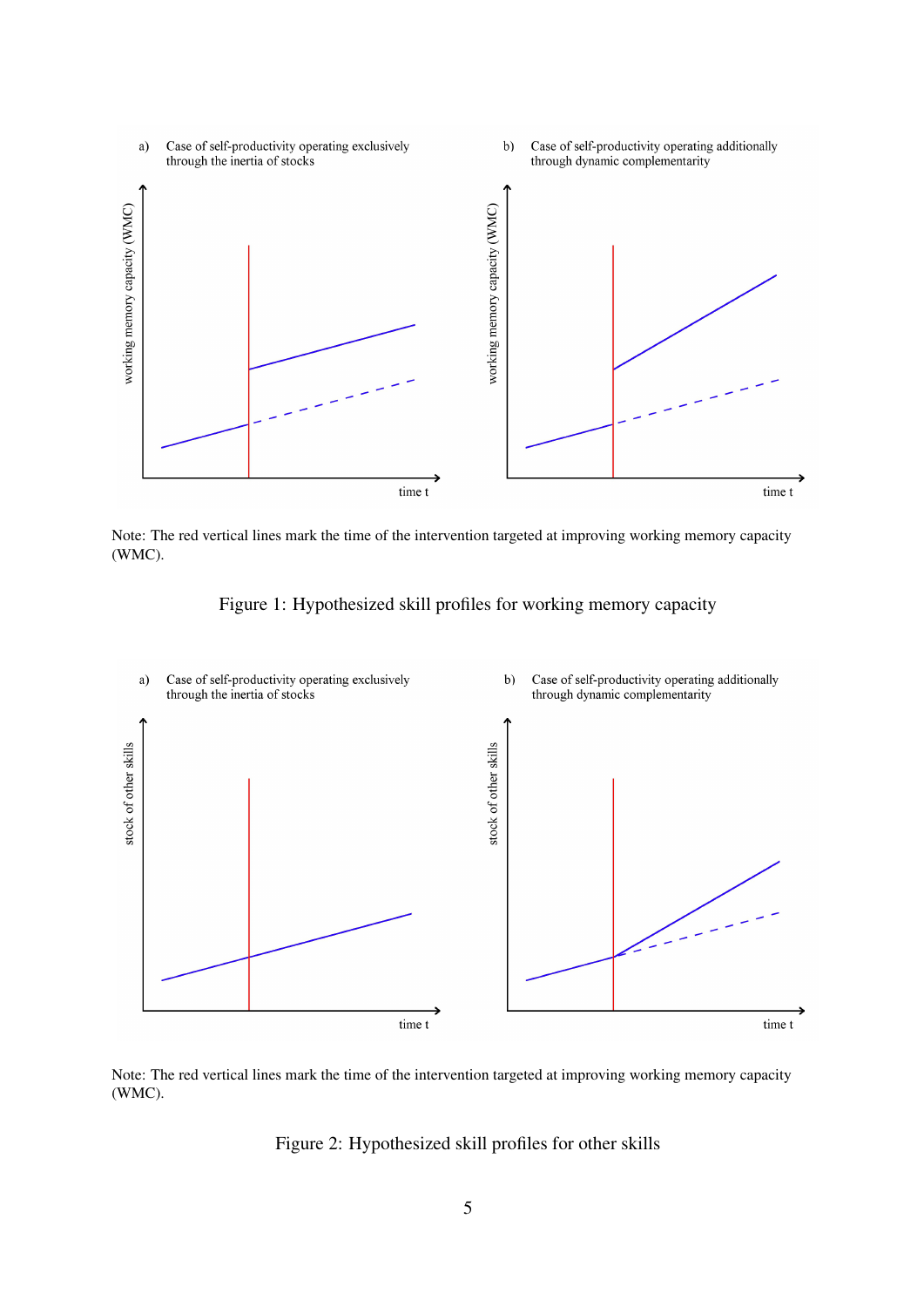a) Case of self-productivity operating exclusively through the inertia of stocks

b) Case of self-productivity operating additionally through dynamic complementarity

Note: The red vertical lines mark the time of the intervention targeted at improving working memory capacity (WMC).

Figure 1: Hypothesized skill profiles for working memory capacity

a) Case of self-productivity operating exclusively through the inertia of stocks

b) Case of self-productivity operating additionally through dynamic complementarity

Note: The red vertical lines mark the time of the intervention targeted at improving working memory capacity (WMC).

Figure 2: Hypothesized skill profiles for other skills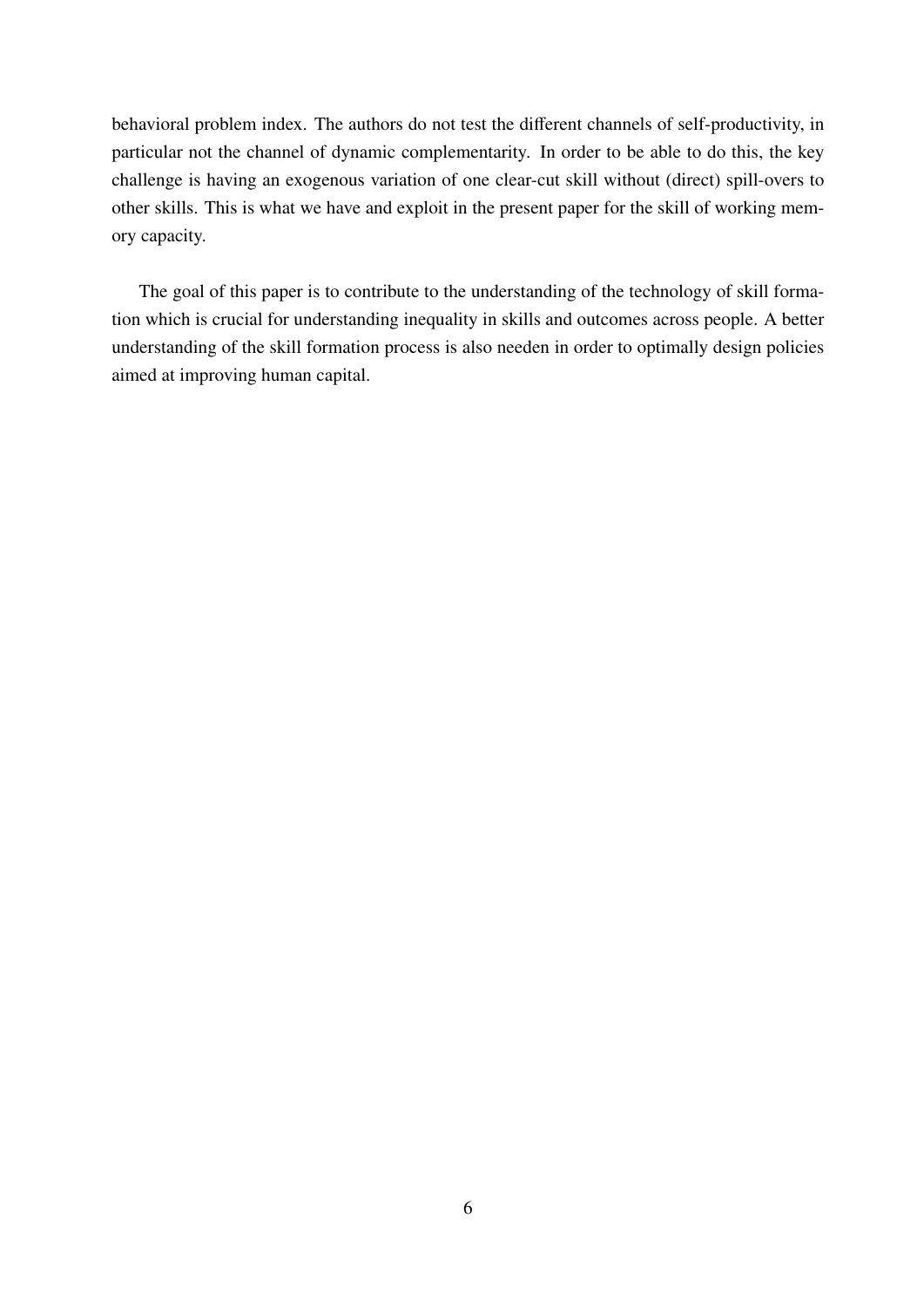behavioral problem index. The authors do not test the different channels of self-productivity, in particular not the channel of dynamic complementarity. In order to be able to do this, the key challenge is having an exogenous variation of one clear-cut skill without (direct) spill-overs to other skills. This is what we have and exploit in the present paper for the skill of working memory capacity.

The goal of this paper is to contribute to the understanding of the technology of skill formation which is crucial for understanding inequality in skills and outcomes across people. A better understanding of the skill formation process is also needen in order to optimally design policies aimed at improving human capital.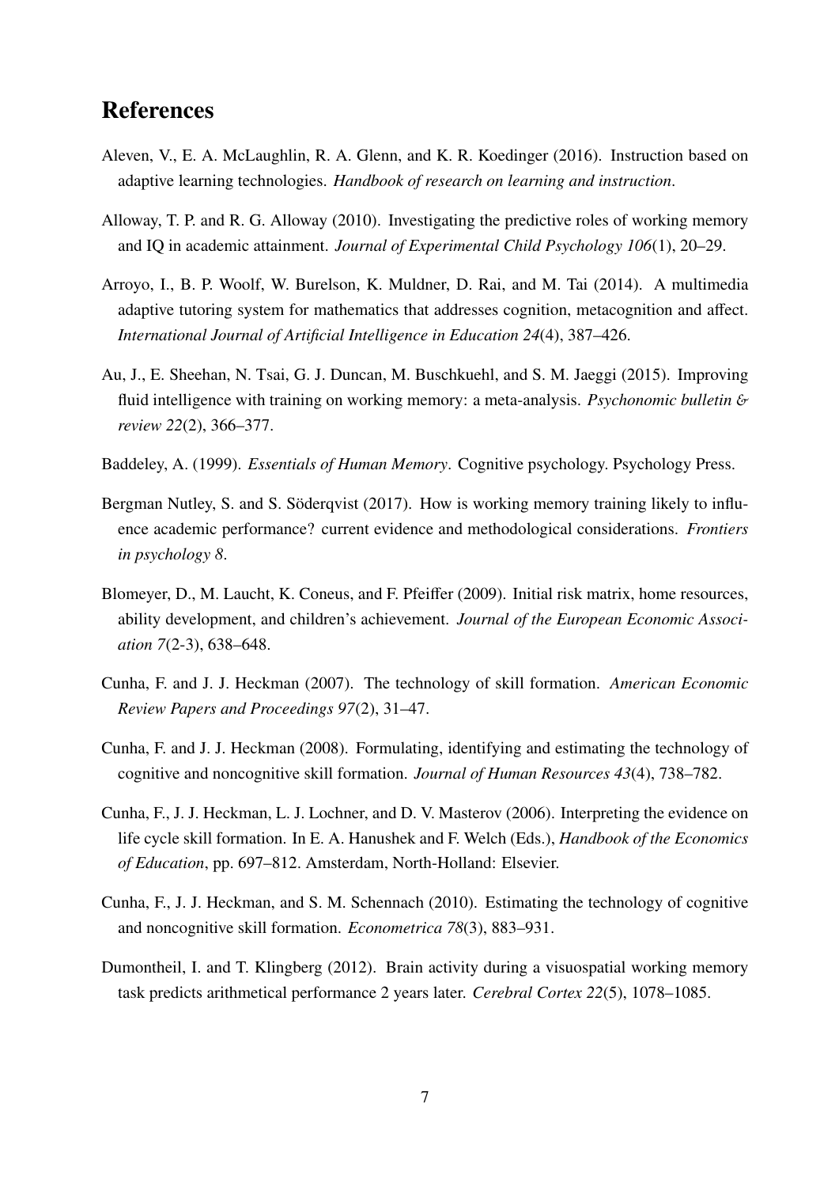# References

Aleven, V., E. A. McLaughlin, R. A. Glenn, and K. R. Koedinger (2016). Instruction based on adaptive learning technologies. *Handbook of research on learning and instruction*.

Alloway, T. P. and R. G. Alloway (2010). Investigating the predictive roles of working memory and IQ in academic attainment. *Journal of Experimental Child Psychology 106*(1), 20–29.

Arroyo, I., B. P. Woolf, W. Burelson, K. Muldner, D. Rai, and M. Tai (2014). A multimedia adaptive tutoring system for mathematics that addresses cognition, metacognition and affect. *International Journal of Artificial Intelligence in Education 24*(4), 387–426.

Au, J., E. Sheehan, N. Tsai, G. J. Duncan, M. Buschkuehl, and S. M. Jaeggi (2015). Improving fluid intelligence with training on working memory: a meta-analysis. *Psychonomic bulletin & review 22*(2), 366–377.

Baddeley, A. (1999). *Essentials of Human Memory*. Cognitive psychology. Psychology Press.

Bergman Nutley, S. and S. Söderqvist (2017). How is working memory training likely to influence academic performance? current evidence and methodological considerations. *Frontiers in psychology 8*.

Blomeyer, D., M. Laucht, K. Coneus, and F. Pfeiffer (2009). Initial risk matrix, home resources, ability development, and children's achievement. *Journal of the European Economic Association 7*(2-3), 638–648.

Cunha, F. and J. J. Heckman (2007). The technology of skill formation. *American Economic Review Papers and Proceedings 97*(2), 31–47.

Cunha, F. and J. J. Heckman (2008). Formulating, identifying and estimating the technology of cognitive and noncognitive skill formation. *Journal of Human Resources 43*(4), 738–782.

Cunha, F., J. J. Heckman, L. J. Lochner, and D. V. Masterov (2006). Interpreting the evidence on life cycle skill formation. In E. A. Hanushek and F. Welch (Eds.), *Handbook of the Economics of Education*, pp. 697–812. Amsterdam, North-Holland: Elsevier.

Cunha, F., J. J. Heckman, and S. M. Schennach (2010). Estimating the technology of cognitive and noncognitive skill formation. *Econometrica 78*(3), 883–931.

Dumontheil, I. and T. Klingberg (2012). Brain activity during a visuospatial working memory task predicts arithmetical performance 2 years later. *Cerebral Cortex 22*(5), 1078–1085.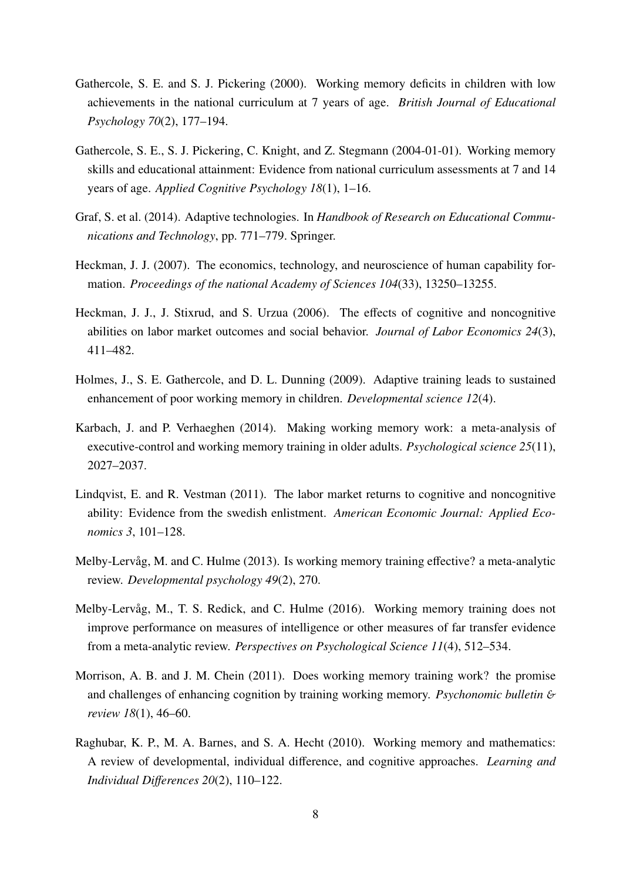Gathercole, S. E. and S. J. Pickering (2000). Working memory deficits in children with low achievements in the national curriculum at 7 years of age. *British Journal of Educational Psychology 70*(2), 177–194.

Gathercole, S. E., S. J. Pickering, C. Knight, and Z. Stegmann (2004-01-01). Working memory skills and educational attainment: Evidence from national curriculum assessments at 7 and 14 years of age. *Applied Cognitive Psychology 18*(1), 1–16.

Graf, S. et al. (2014). Adaptive technologies. In *Handbook of Research on Educational Communications and Technology*, pp. 771–779. Springer.

Heckman, J. J. (2007). The economics, technology, and neuroscience of human capability formation. *Proceedings of the national Academy of Sciences 104*(33), 13250–13255.

Heckman, J. J., J. Stixrud, and S. Urzua (2006). The effects of cognitive and noncognitive abilities on labor market outcomes and social behavior. *Journal of Labor Economics 24*(3), 411–482.

Holmes, J., S. E. Gathercole, and D. L. Dunning (2009). Adaptive training leads to sustained enhancement of poor working memory in children. *Developmental science 12*(4).

Karbach, J. and P. Verhaeghen (2014). Making working memory work: a meta-analysis of executive-control and working memory training in older adults. *Psychological science 25*(11), 2027–2037.

Lindqvist, E. and R. Vestman (2011). The labor market returns to cognitive and noncognitive ability: Evidence from the swedish enlistment. *American Economic Journal: Applied Economics 3*, 101–128.

Melby-Lervåg, M. and C. Hulme (2013). Is working memory training effective? a meta-analytic review. *Developmental psychology 49*(2), 270.

Melby-Lervåg, M., T. S. Redick, and C. Hulme (2016). Working memory training does not improve performance on measures of intelligence or other measures of far transfer evidence from a meta-analytic review. *Perspectives on Psychological Science 11*(4), 512–534.

Morrison, A. B. and J. M. Chein (2011). Does working memory training work? the promise and challenges of enhancing cognition by training working memory. *Psychonomic bulletin & review 18*(1), 46–60.

Raghubar, K. P., M. A. Barnes, and S. A. Hecht (2010). Working memory and mathematics: A review of developmental, individual difference, and cognitive approaches. *Learning and Individual Differences 20*(2), 110–122.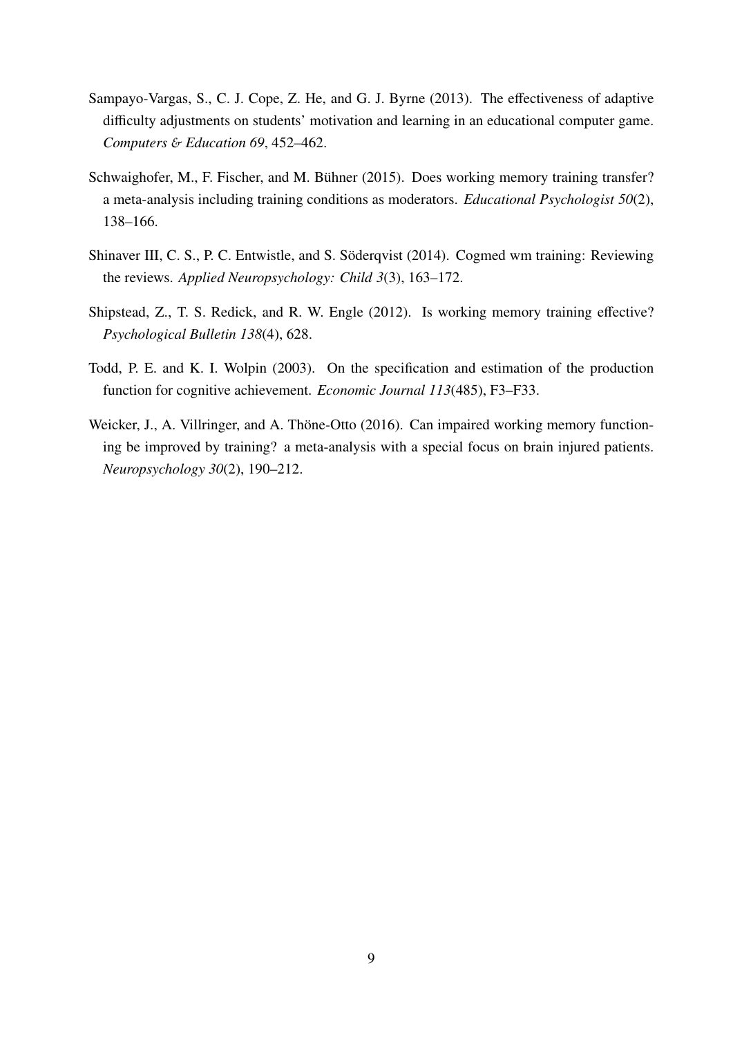Sampayo-Vargas, S., C. J. Cope, Z. He, and G. J. Byrne (2013). The effectiveness of adaptive difficulty adjustments on students' motivation and learning in an educational computer game. *Computers & Education 69*, 452–462.

Schwaighofer, M., F. Fischer, and M. Bühner (2015). Does working memory training transfer? a meta-analysis including training conditions as moderators. *Educational Psychologist 50*(2), 138–166.

Shinaver III, C. S., P. C. Entwistle, and S. Söderqvist (2014). Cogmed wm training: Reviewing the reviews. *Applied Neuropsychology: Child 3*(3), 163–172.

Shipstead, Z., T. S. Redick, and R. W. Engle (2012). Is working memory training effective? *Psychological Bulletin 138*(4), 628.

Todd, P. E. and K. I. Wolpin (2003). On the specification and estimation of the production function for cognitive achievement. *Economic Journal 113*(485), F3–F33.

Weicker, J., A. Villringer, and A. Thöne-Otto (2016). Can impaired working memory functioning be improved by training? a meta-analysis with a special focus on brain injured patients. *Neuropsychology 30*(2), 190–212.